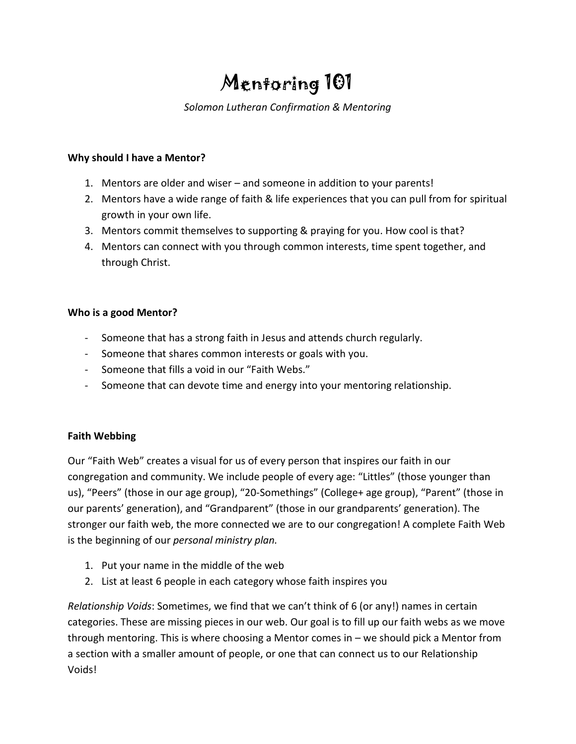# Mentoring 101

*Solomon Lutheran Confirmation & Mentoring*

**Why should I have a Mentor?**

1. Mentors are older and wiser – and someone in addition to your parents!
2. Mentors have a wide range of faith & life experiences that you can pull from for spiritual growth in your own life.
3. Mentors commit themselves to supporting & praying for you. How cool is that?
4. Mentors can connect with you through common interests, time spent together, and through Christ.

**Who is a good Mentor?**

- Someone that has a strong faith in Jesus and attends church regularly.
- Someone that shares common interests or goals with you.
- Someone that fills a void in our "Faith Webs."
- Someone that can devote time and energy into your mentoring relationship.

**Faith Webbing**

Our "Faith Web" creates a visual for us of every person that inspires our faith in our congregation and community. We include people of every age: "Littles" (those younger than us), "Peers" (those in our age group), "20-Somethings" (College+ age group), "Parent" (those in our parents' generation), and "Grandparent" (those in our grandparents' generation). The stronger our faith web, the more connected we are to our congregation! A complete Faith Web is the beginning of our *personal ministry plan.*

1. Put your name in the middle of the web
2. List at least 6 people in each category whose faith inspires you

*Relationship Voids*: Sometimes, we find that we can't think of 6 (or any!) names in certain categories. These are missing pieces in our web. Our goal is to fill up our faith webs as we move through mentoring. This is where choosing a Mentor comes in – we should pick a Mentor from a section with a smaller amount of people, or one that can connect us to our Relationship Voids!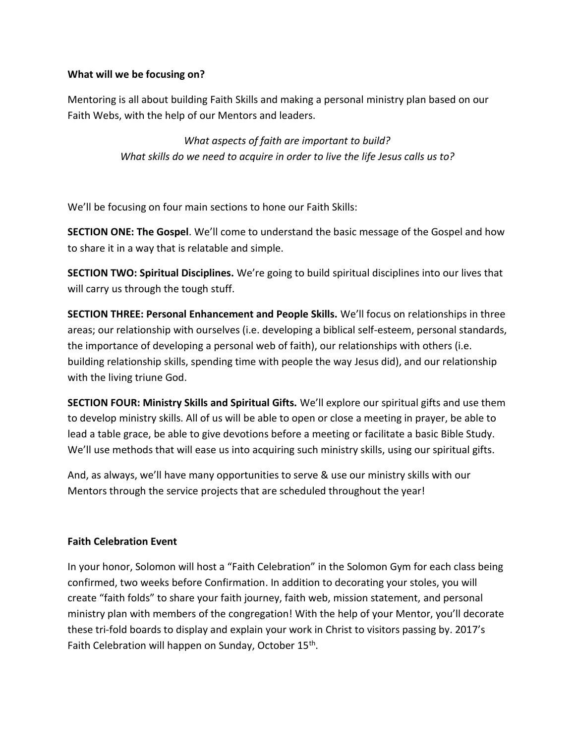**What will we be focusing on?**

Mentoring is all about building Faith Skills and making a personal ministry plan based on our Faith Webs, with the help of our Mentors and leaders.

*What aspects of faith are important to build?*
*What skills do we need to acquire in order to live the life Jesus calls us to?*

We'll be focusing on four main sections to hone our Faith Skills:

**SECTION ONE: The Gospel**. We'll come to understand the basic message of the Gospel and how to share it in a way that is relatable and simple.

**SECTION TWO: Spiritual Disciplines.** We're going to build spiritual disciplines into our lives that will carry us through the tough stuff.

**SECTION THREE: Personal Enhancement and People Skills.** We'll focus on relationships in three areas; our relationship with ourselves (i.e. developing a biblical self-esteem, personal standards, the importance of developing a personal web of faith), our relationships with others (i.e. building relationship skills, spending time with people the way Jesus did), and our relationship with the living triune God.

**SECTION FOUR: Ministry Skills and Spiritual Gifts.** We'll explore our spiritual gifts and use them to develop ministry skills. All of us will be able to open or close a meeting in prayer, be able to lead a table grace, be able to give devotions before a meeting or facilitate a basic Bible Study. We'll use methods that will ease us into acquiring such ministry skills, using our spiritual gifts.

And, as always, we'll have many opportunities to serve & use our ministry skills with our Mentors through the service projects that are scheduled throughout the year!

**Faith Celebration Event**

In your honor, Solomon will host a "Faith Celebration" in the Solomon Gym for each class being confirmed, two weeks before Confirmation. In addition to decorating your stoles, you will create "faith folds" to share your faith journey, faith web, mission statement, and personal ministry plan with members of the congregation! With the help of your Mentor, you'll decorate these tri-fold boards to display and explain your work in Christ to visitors passing by. 2017's Faith Celebration will happen on Sunday, October 15th.